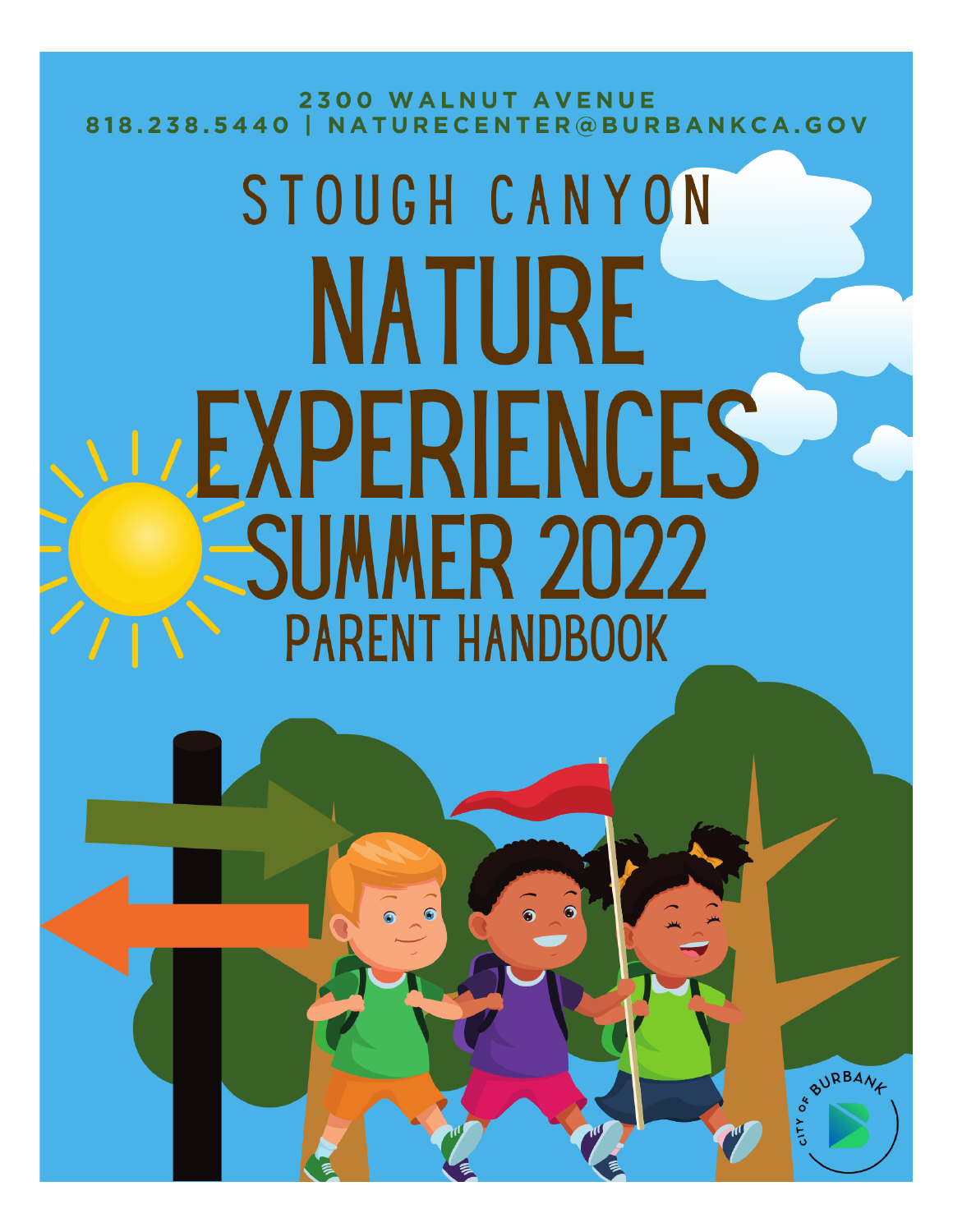2300 WALNUT AVENUE
818.238.5440 | NATURECENTER@BURBANKCA.GOV

# STOUGH CANYON NATURE EXPERIENCES SUMMER 2022

## PARENT HANDBOOK

CITY OF BURBANK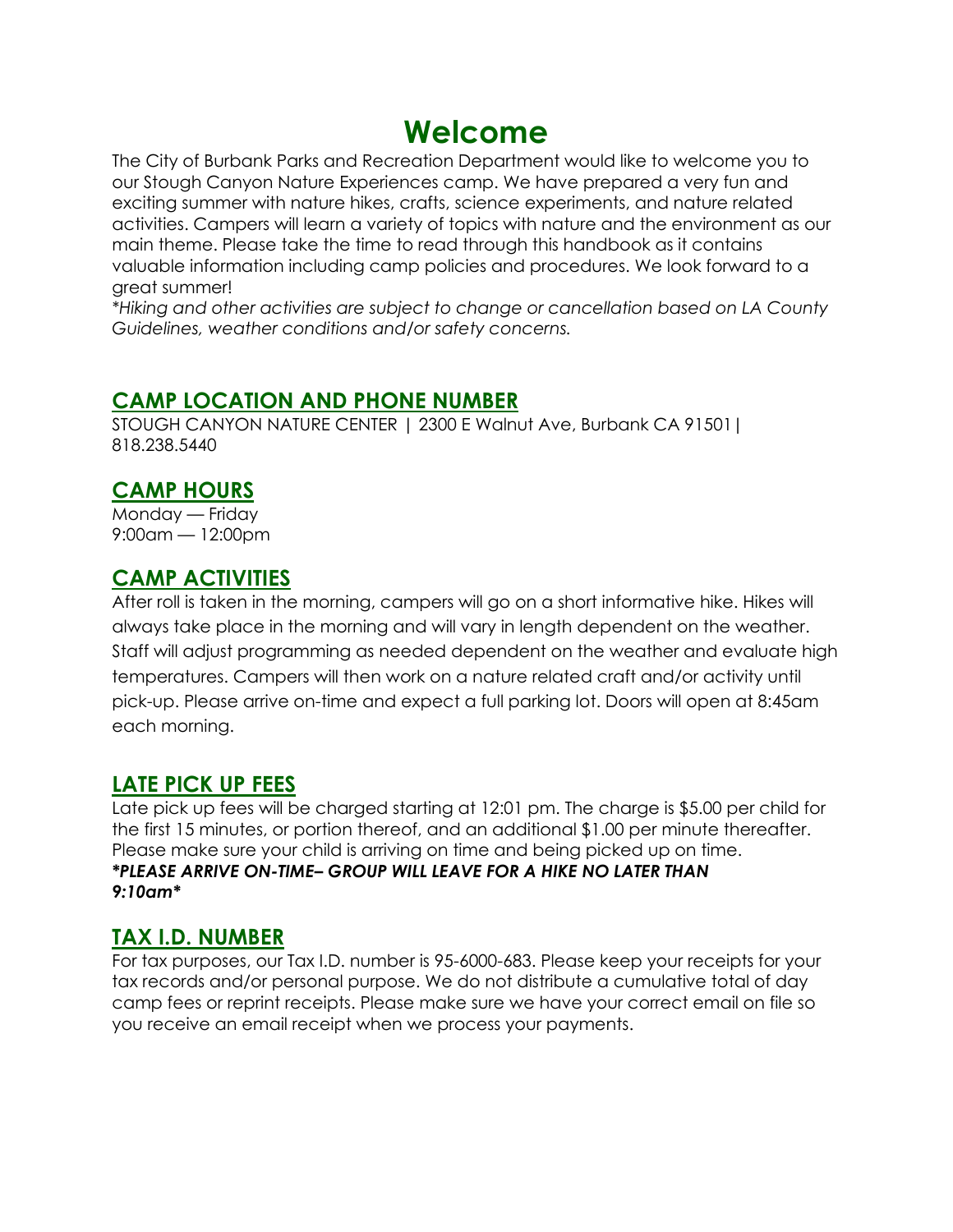# Welcome

The City of Burbank Parks and Recreation Department would like to welcome you to our Stough Canyon Nature Experiences camp. We have prepared a very fun and exciting summer with nature hikes, crafts, science experiments, and nature related activities. Campers will learn a variety of topics with nature and the environment as our main theme. Please take the time to read through this handbook as it contains valuable information including camp policies and procedures. We look forward to a great summer!

*\*Hiking and other activities are subject to change or cancellation based on LA County Guidelines, weather conditions and/or safety concerns.*

## CAMP LOCATION AND PHONE NUMBER

STOUGH CANYON NATURE CENTER | 2300 E Walnut Ave, Burbank CA 91501| 818.238.5440

## CAMP HOURS

Monday — Friday
9:00am — 12:00pm

## CAMP ACTIVITIES

After roll is taken in the morning, campers will go on a short informative hike. Hikes will always take place in the morning and will vary in length dependent on the weather. Staff will adjust programming as needed dependent on the weather and evaluate high temperatures. Campers will then work on a nature related craft and/or activity until pick-up. Please arrive on-time and expect a full parking lot. Doors will open at 8:45am each morning.

## LATE PICK UP FEES

Late pick up fees will be charged starting at 12:01 pm. The charge is $5.00 per child for the first 15 minutes, or portion thereof, and an additional $1.00 per minute thereafter. Please make sure your child is arriving on time and being picked up on time.

***\*PLEASE ARRIVE ON-TIME– GROUP WILL LEAVE FOR A HIKE NO LATER THAN 9:10am\****

## TAX I.D. NUMBER

For tax purposes, our Tax I.D. number is 95-6000-683. Please keep your receipts for your tax records and/or personal purpose. We do not distribute a cumulative total of day camp fees or reprint receipts. Please make sure we have your correct email on file so you receive an email receipt when we process your payments.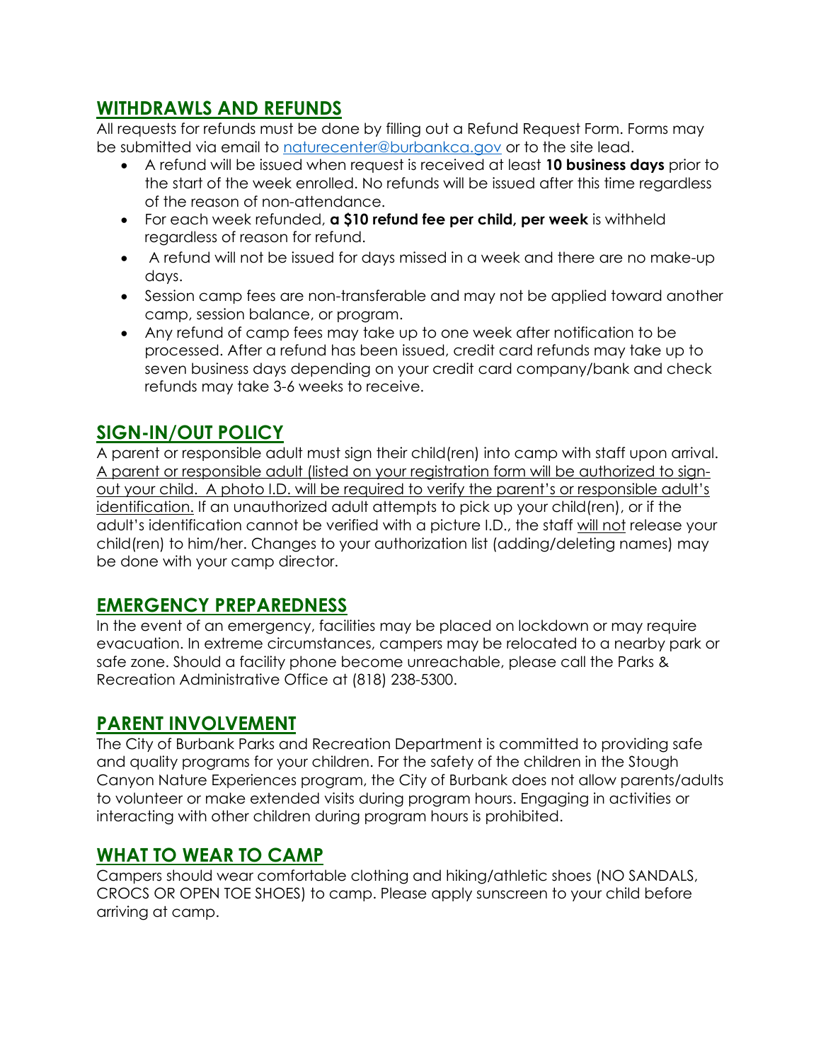## WITHDRAWLS AND REFUNDS

All requests for refunds must be done by filling out a Refund Request Form. Forms may be submitted via email to naturecenter@burbankca.gov or to the site lead.

- A refund will be issued when request is received at least **10 business days** prior to the start of the week enrolled. No refunds will be issued after this time regardless of the reason of non-attendance.
- For each week refunded, **a $10 refund fee per child, per week** is withheld regardless of reason for refund.
- A refund will not be issued for days missed in a week and there are no make-up days.
- Session camp fees are non-transferable and may not be applied toward another camp, session balance, or program.
- Any refund of camp fees may take up to one week after notification to be processed. After a refund has been issued, credit card refunds may take up to seven business days depending on your credit card company/bank and check refunds may take 3-6 weeks to receive.

## SIGN-IN/OUT POLICY

A parent or responsible adult must sign their child(ren) into camp with staff upon arrival. A parent or responsible adult (listed on your registration form will be authorized to sign-out your child. A photo I.D. will be required to verify the parent's or responsible adult's identification. If an unauthorized adult attempts to pick up your child(ren), or if the adult's identification cannot be verified with a picture I.D., the staff will not release your child(ren) to him/her. Changes to your authorization list (adding/deleting names) may be done with your camp director.

## EMERGENCY PREPAREDNESS

In the event of an emergency, facilities may be placed on lockdown or may require evacuation. In extreme circumstances, campers may be relocated to a nearby park or safe zone. Should a facility phone become unreachable, please call the Parks & Recreation Administrative Office at (818) 238-5300.

## PARENT INVOLVEMENT

The City of Burbank Parks and Recreation Department is committed to providing safe and quality programs for your children. For the safety of the children in the Stough Canyon Nature Experiences program, the City of Burbank does not allow parents/adults to volunteer or make extended visits during program hours. Engaging in activities or interacting with other children during program hours is prohibited.

## WHAT TO WEAR TO CAMP

Campers should wear comfortable clothing and hiking/athletic shoes (NO SANDALS, CROCS OR OPEN TOE SHOES) to camp. Please apply sunscreen to your child before arriving at camp.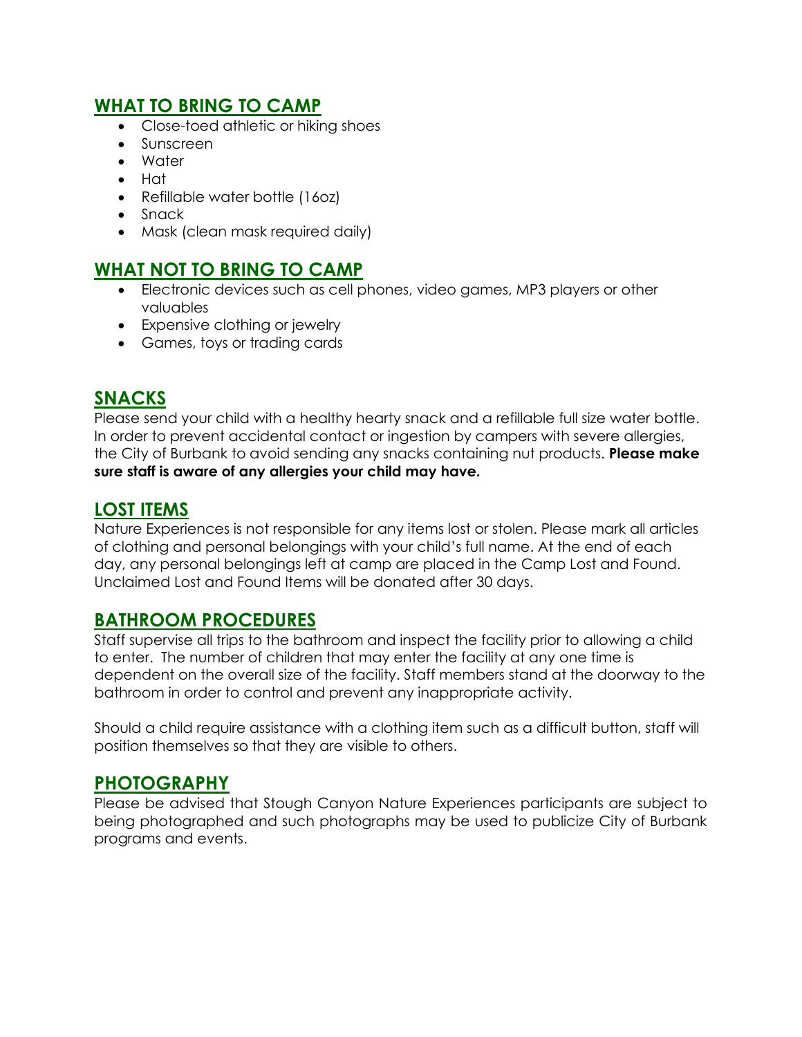## WHAT TO BRING TO CAMP

- Close-toed athletic or hiking shoes
- Sunscreen
- Water
- Hat
- Refillable water bottle (16oz)
- Snack
- Mask (clean mask required daily)

## WHAT NOT TO BRING TO CAMP

- Electronic devices such as cell phones, video games, MP3 players or other valuables
- Expensive clothing or jewelry
- Games, toys or trading cards

## SNACKS

Please send your child with a healthy hearty snack and a refillable full size water bottle. In order to prevent accidental contact or ingestion by campers with severe allergies, the City of Burbank to avoid sending any snacks containing nut products. **Please make sure staff is aware of any allergies your child may have.**

## LOST ITEMS

Nature Experiences is not responsible for any items lost or stolen. Please mark all articles of clothing and personal belongings with your child's full name. At the end of each day, any personal belongings left at camp are placed in the Camp Lost and Found. Unclaimed Lost and Found Items will be donated after 30 days.

## BATHROOM PROCEDURES

Staff supervise all trips to the bathroom and inspect the facility prior to allowing a child to enter. The number of children that may enter the facility at any one time is dependent on the overall size of the facility. Staff members stand at the doorway to the bathroom in order to control and prevent any inappropriate activity.

Should a child require assistance with a clothing item such as a difficult button, staff will position themselves so that they are visible to others.

## PHOTOGRAPHY

Please be advised that Stough Canyon Nature Experiences participants are subject to being photographed and such photographs may be used to publicize City of Burbank programs and events.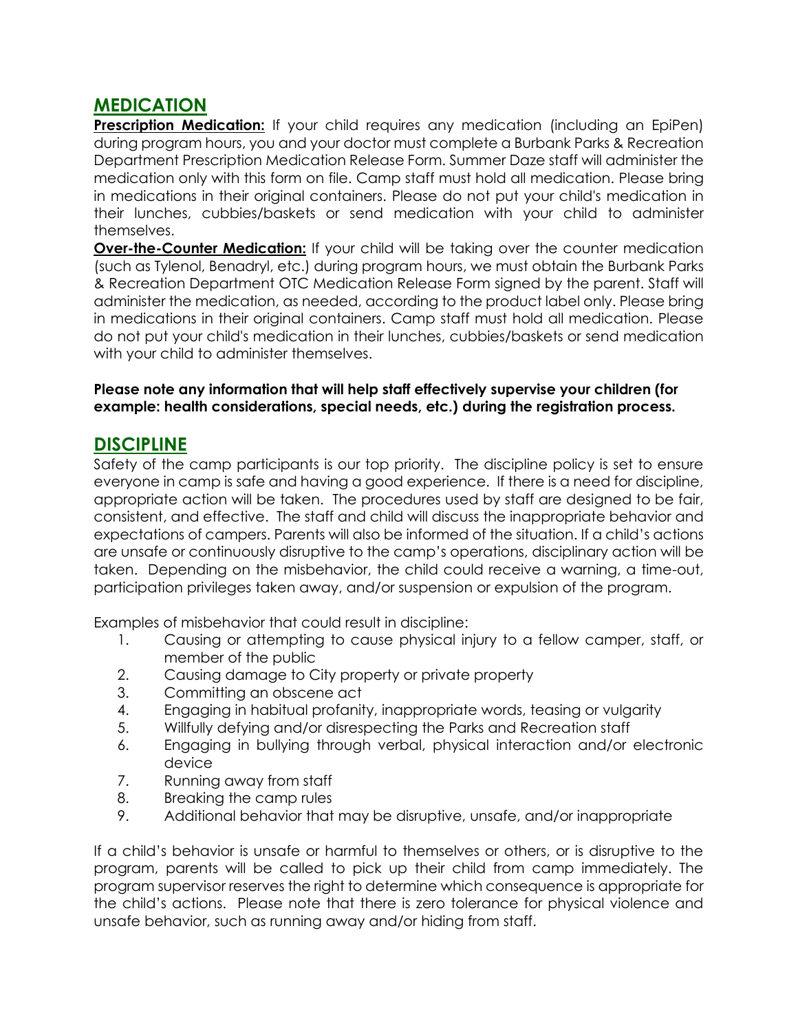## MEDICATION

**Prescription Medication:** If your child requires any medication (including an EpiPen) during program hours, you and your doctor must complete a Burbank Parks & Recreation Department Prescription Medication Release Form. Summer Daze staff will administer the medication only with this form on file. Camp staff must hold all medication. Please bring in medications in their original containers. Please do not put your child's medication in their lunches, cubbies/baskets or send medication with your child to administer themselves.

**Over-the-Counter Medication:** If your child will be taking over the counter medication (such as Tylenol, Benadryl, etc.) during program hours, we must obtain the Burbank Parks & Recreation Department OTC Medication Release Form signed by the parent. Staff will administer the medication, as needed, according to the product label only. Please bring in medications in their original containers. Camp staff must hold all medication. Please do not put your child's medication in their lunches, cubbies/baskets or send medication with your child to administer themselves.

**Please note any information that will help staff effectively supervise your children (for example: health considerations, special needs, etc.) during the registration process.**

## DISCIPLINE

Safety of the camp participants is our top priority. The discipline policy is set to ensure everyone in camp is safe and having a good experience. If there is a need for discipline, appropriate action will be taken. The procedures used by staff are designed to be fair, consistent, and effective. The staff and child will discuss the inappropriate behavior and expectations of campers. Parents will also be informed of the situation. If a child's actions are unsafe or continuously disruptive to the camp's operations, disciplinary action will be taken. Depending on the misbehavior, the child could receive a warning, a time-out, participation privileges taken away, and/or suspension or expulsion of the program.

Examples of misbehavior that could result in discipline:

1. Causing or attempting to cause physical injury to a fellow camper, staff, or member of the public
2. Causing damage to City property or private property
3. Committing an obscene act
4. Engaging in habitual profanity, inappropriate words, teasing or vulgarity
5. Willfully defying and/or disrespecting the Parks and Recreation staff
6. Engaging in bullying through verbal, physical interaction and/or electronic device
7. Running away from staff
8. Breaking the camp rules
9. Additional behavior that may be disruptive, unsafe, and/or inappropriate

If a child's behavior is unsafe or harmful to themselves or others, or is disruptive to the program, parents will be called to pick up their child from camp immediately. The program supervisor reserves the right to determine which consequence is appropriate for the child's actions. Please note that there is zero tolerance for physical violence and unsafe behavior, such as running away and/or hiding from staff.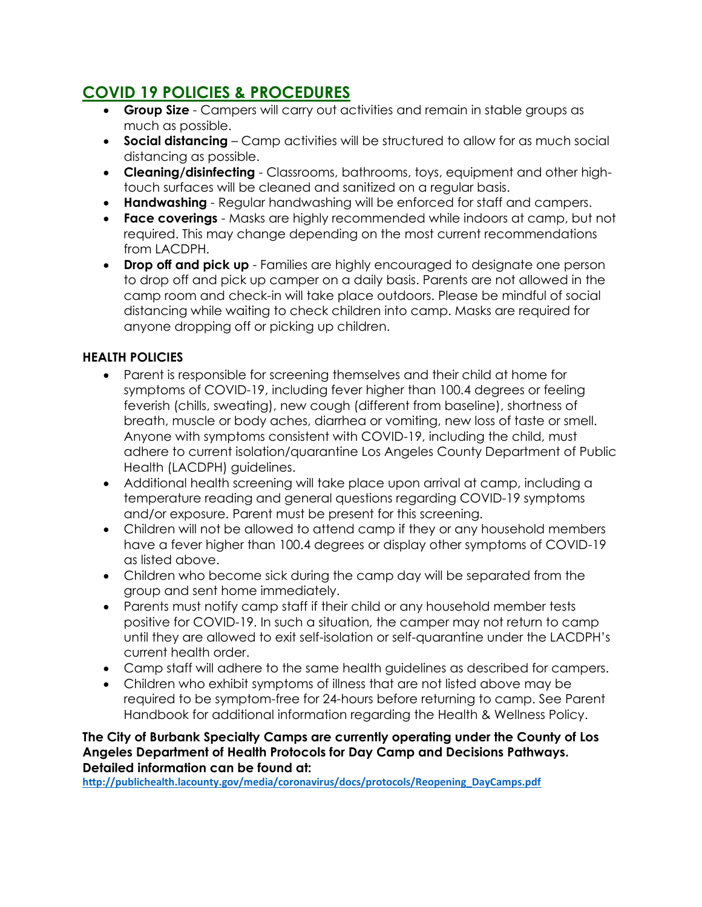## COVID 19 POLICIES & PROCEDURES

- **Group Size** - Campers will carry out activities and remain in stable groups as much as possible.
- **Social distancing** – Camp activities will be structured to allow for as much social distancing as possible.
- **Cleaning/disinfecting** - Classrooms, bathrooms, toys, equipment and other high-touch surfaces will be cleaned and sanitized on a regular basis.
- **Handwashing** - Regular handwashing will be enforced for staff and campers.
- **Face coverings** - Masks are highly recommended while indoors at camp, but not required. This may change depending on the most current recommendations from LACDPH.
- **Drop off and pick up** - Families are highly encouraged to designate one person to drop off and pick up camper on a daily basis. Parents are not allowed in the camp room and check-in will take place outdoors. Please be mindful of social distancing while waiting to check children into camp. Masks are required for anyone dropping off or picking up children.

### HEALTH POLICIES

- Parent is responsible for screening themselves and their child at home for symptoms of COVID-19, including fever higher than 100.4 degrees or feeling feverish (chills, sweating), new cough (different from baseline), shortness of breath, muscle or body aches, diarrhea or vomiting, new loss of taste or smell. Anyone with symptoms consistent with COVID-19, including the child, must adhere to current isolation/quarantine Los Angeles County Department of Public Health (LACDPH) guidelines.
- Additional health screening will take place upon arrival at camp, including a temperature reading and general questions regarding COVID-19 symptoms and/or exposure. Parent must be present for this screening.
- Children will not be allowed to attend camp if they or any household members have a fever higher than 100.4 degrees or display other symptoms of COVID-19 as listed above.
- Children who become sick during the camp day will be separated from the group and sent home immediately.
- Parents must notify camp staff if their child or any household member tests positive for COVID-19. In such a situation, the camper may not return to camp until they are allowed to exit self-isolation or self-quarantine under the LACDPH's current health order.
- Camp staff will adhere to the same health guidelines as described for campers.
- Children who exhibit symptoms of illness that are not listed above may be required to be symptom-free for 24-hours before returning to camp. See Parent Handbook for additional information regarding the Health & Wellness Policy.

**The City of Burbank Specialty Camps are currently operating under the County of Los Angeles Department of Health Protocols for Day Camp and Decisions Pathways. Detailed information can be found at:**
http://publichealth.lacounty.gov/media/coronavirus/docs/protocols/Reopening_DayCamps.pdf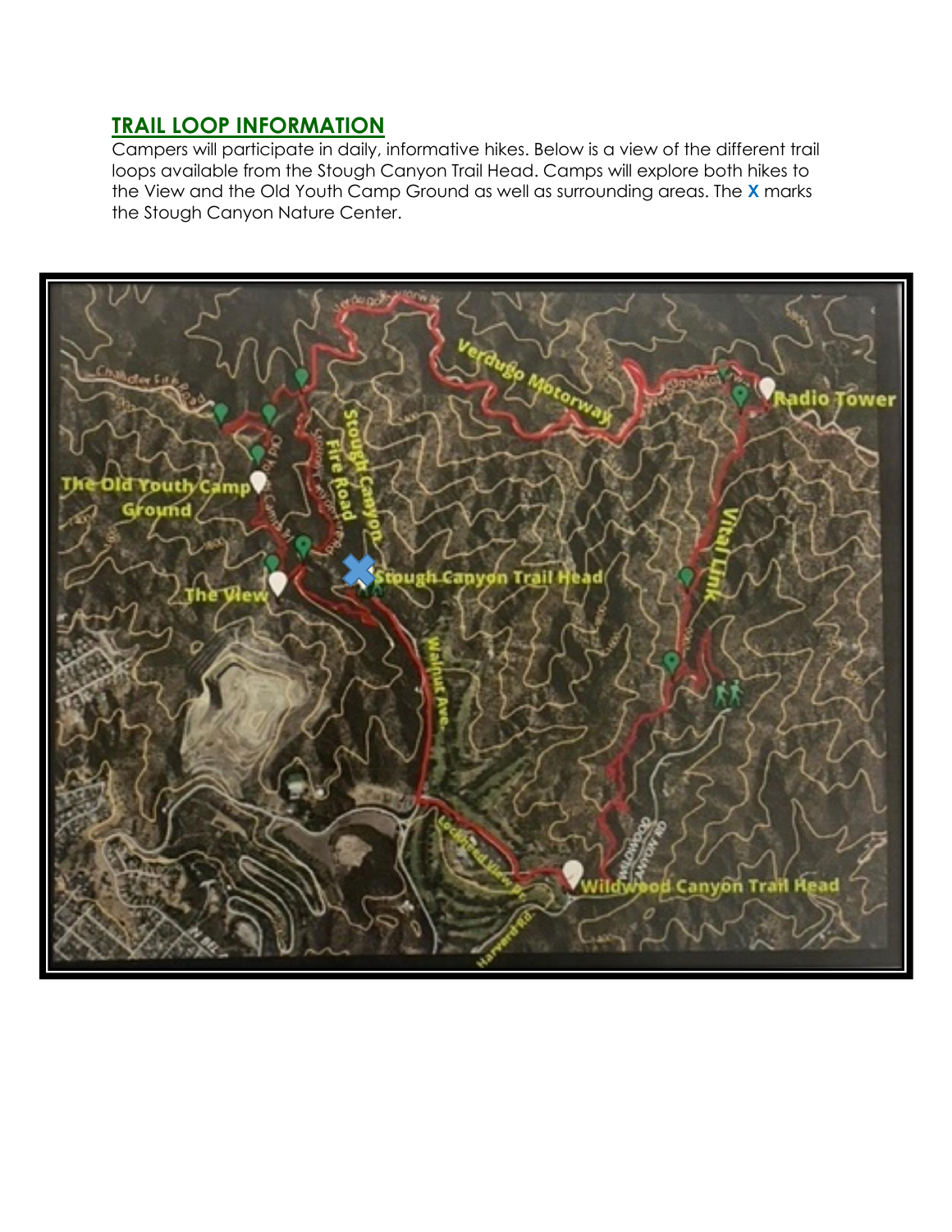## TRAIL LOOP INFORMATION

Campers will participate in daily, informative hikes. Below is a view of the different trail loops available from the Stough Canyon Trail Head. Camps will explore both hikes to the View and the Old Youth Camp Ground as well as surrounding areas. The **X** marks the Stough Canyon Nature Center.